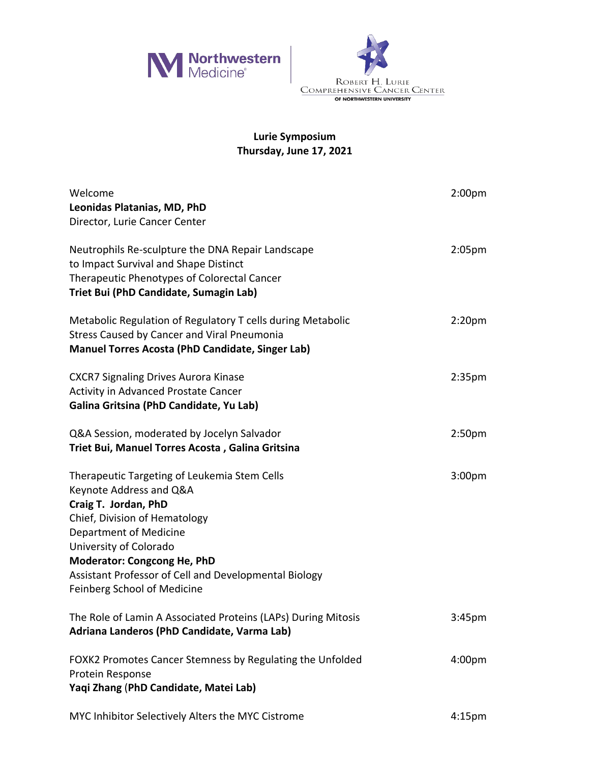Northwestern Medicine | Robert H. Lurie Comprehensive Cancer Center of Northwestern University

# Lurie Symposium
## Thursday, June 17, 2021

Welcome — 2:00pm
**Leonidas Platanias, MD, PhD**
Director, Lurie Cancer Center

Neutrophils Re-sculpture the DNA Repair Landscape to Impact Survival and Shape Distinct Therapeutic Phenotypes of Colorectal Cancer — 2:05pm
**Triet Bui (PhD Candidate, Sumagin Lab)**

Metabolic Regulation of Regulatory T cells during Metabolic Stress Caused by Cancer and Viral Pneumonia — 2:20pm
**Manuel Torres Acosta (PhD Candidate, Singer Lab)**

CXCR7 Signaling Drives Aurora Kinase Activity in Advanced Prostate Cancer — 2:35pm
**Galina Gritsina (PhD Candidate, Yu Lab)**

Q&A Session, moderated by Jocelyn Salvador — 2:50pm
**Triet Bui, Manuel Torres Acosta , Galina Gritsina**

Therapeutic Targeting of Leukemia Stem Cells — 3:00pm
Keynote Address and Q&A
**Craig T. Jordan, PhD**
Chief, Division of Hematology
Department of Medicine
University of Colorado
**Moderator: Congcong He, PhD**
Assistant Professor of Cell and Developmental Biology
Feinberg School of Medicine

The Role of Lamin A Associated Proteins (LAPs) During Mitosis — 3:45pm
**Adriana Landeros (PhD Candidate, Varma Lab)**

FOXK2 Promotes Cancer Stemness by Regulating the Unfolded Protein Response — 4:00pm
**Yaqi Zhang (PhD Candidate, Matei Lab)**

MYC Inhibitor Selectively Alters the MYC Cistrome — 4:15pm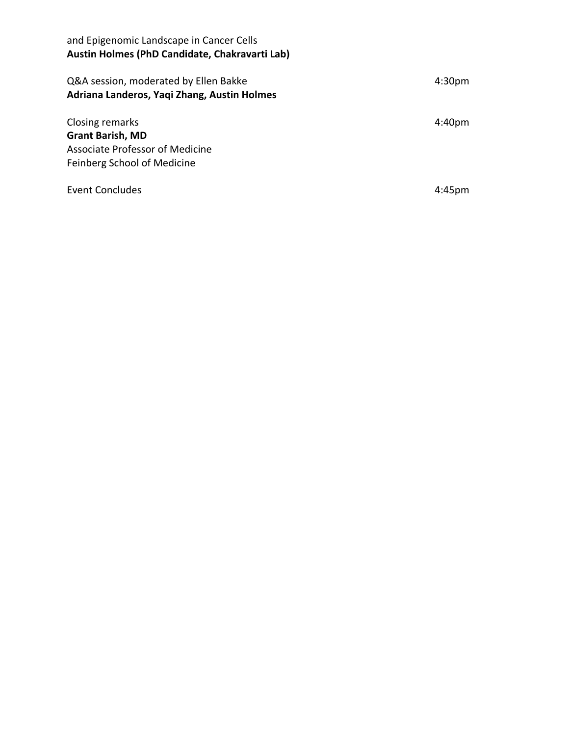and Epigenomic Landscape in Cancer Cells
**Austin Holmes (PhD Candidate, Chakravarti Lab)**

Q&A session, moderated by Ellen Bakke — 4:30pm
**Adriana Landeros, Yaqi Zhang, Austin Holmes**

Closing remarks — 4:40pm
**Grant Barish, MD**
Associate Professor of Medicine
Feinberg School of Medicine

Event Concludes — 4:45pm